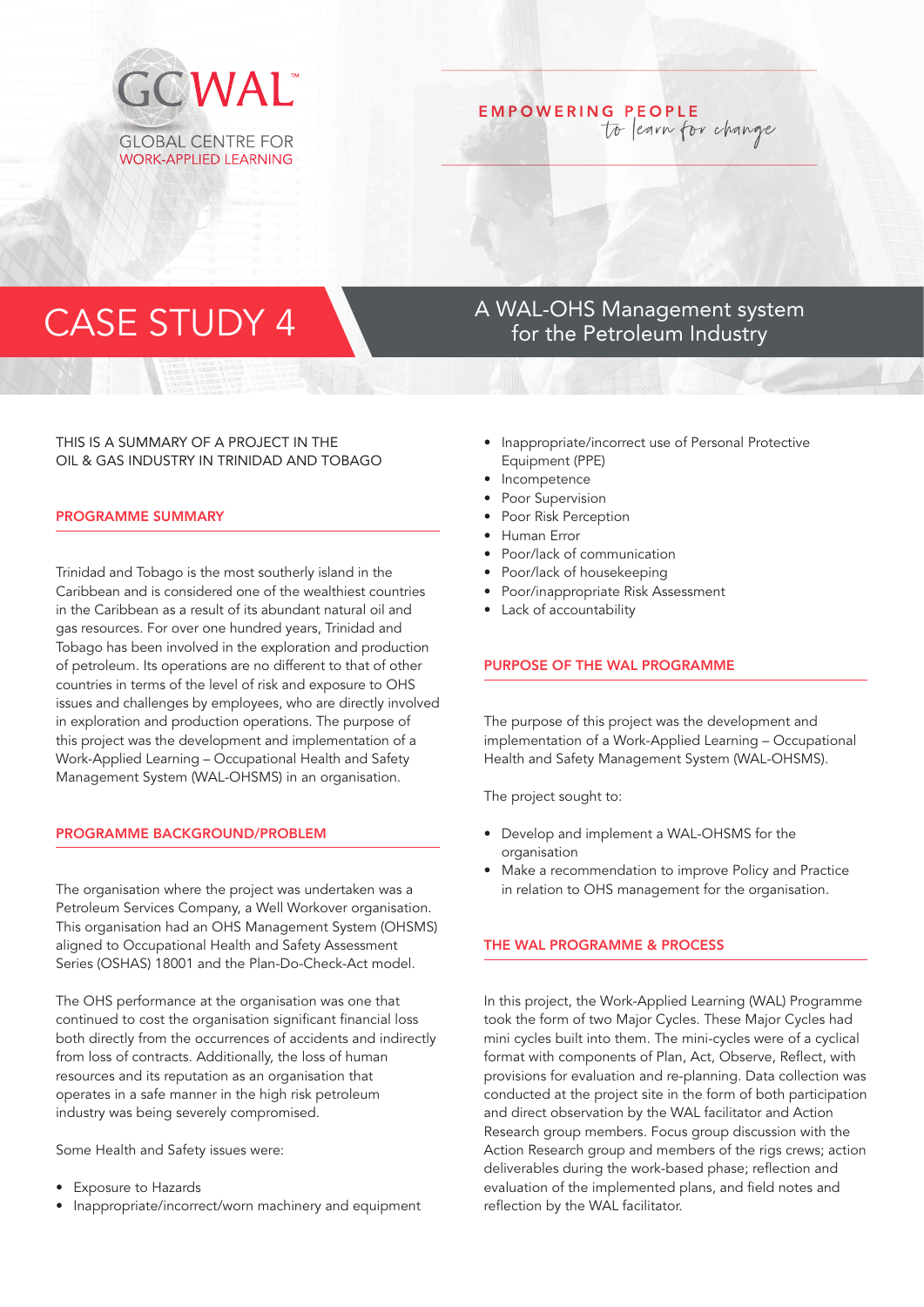GCWAL™

GLOBAL CENTRE FOR WORK-APPLIED LEARNING

EMPOWERING PEOPLE *to learn for change*

# CASE STUDY 4

## A WAL-OHS Management system for the Petroleum Industry

THIS IS A SUMMARY OF A PROJECT IN THE OIL & GAS INDUSTRY IN TRINIDAD AND TOBAGO

### PROGRAMME SUMMARY

Trinidad and Tobago is the most southerly island in the Caribbean and is considered one of the wealthiest countries in the Caribbean as a result of its abundant natural oil and gas resources. For over one hundred years, Trinidad and Tobago has been involved in the exploration and production of petroleum. Its operations are no different to that of other countries in terms of the level of risk and exposure to OHS issues and challenges by employees, who are directly involved in exploration and production operations. The purpose of this project was the development and implementation of a Work-Applied Learning – Occupational Health and Safety Management System (WAL-OHSMS) in an organisation.

### PROGRAMME BACKGROUND/PROBLEM

The organisation where the project was undertaken was a Petroleum Services Company, a Well Workover organisation. This organisation had an OHS Management System (OHSMS) aligned to Occupational Health and Safety Assessment Series (OSHAS) 18001 and the Plan-Do-Check-Act model.

The OHS performance at the organisation was one that continued to cost the organisation significant financial loss both directly from the occurrences of accidents and indirectly from loss of contracts. Additionally, the loss of human resources and its reputation as an organisation that operates in a safe manner in the high risk petroleum industry was being severely compromised.

Some Health and Safety issues were:

- Exposure to Hazards
- Inappropriate/incorrect/worn machinery and equipment
- Inappropriate/incorrect use of Personal Protective Equipment (PPE)
- Incompetence
- Poor Supervision
- Poor Risk Perception
- Human Error
- Poor/lack of communication
- Poor/lack of housekeeping
- Poor/inappropriate Risk Assessment
- Lack of accountability

### PURPOSE OF THE WAL PROGRAMME

The purpose of this project was the development and implementation of a Work-Applied Learning – Occupational Health and Safety Management System (WAL-OHSMS).

The project sought to:

- Develop and implement a WAL-OHSMS for the organisation
- Make a recommendation to improve Policy and Practice in relation to OHS management for the organisation.

### THE WAL PROGRAMME & PROCESS

In this project, the Work-Applied Learning (WAL) Programme took the form of two Major Cycles. These Major Cycles had mini cycles built into them. The mini-cycles were of a cyclical format with components of Plan, Act, Observe, Reflect, with provisions for evaluation and re-planning. Data collection was conducted at the project site in the form of both participation and direct observation by the WAL facilitator and Action Research group members. Focus group discussion with the Action Research group and members of the rigs crews; action deliverables during the work-based phase; reflection and evaluation of the implemented plans, and field notes and reflection by the WAL facilitator.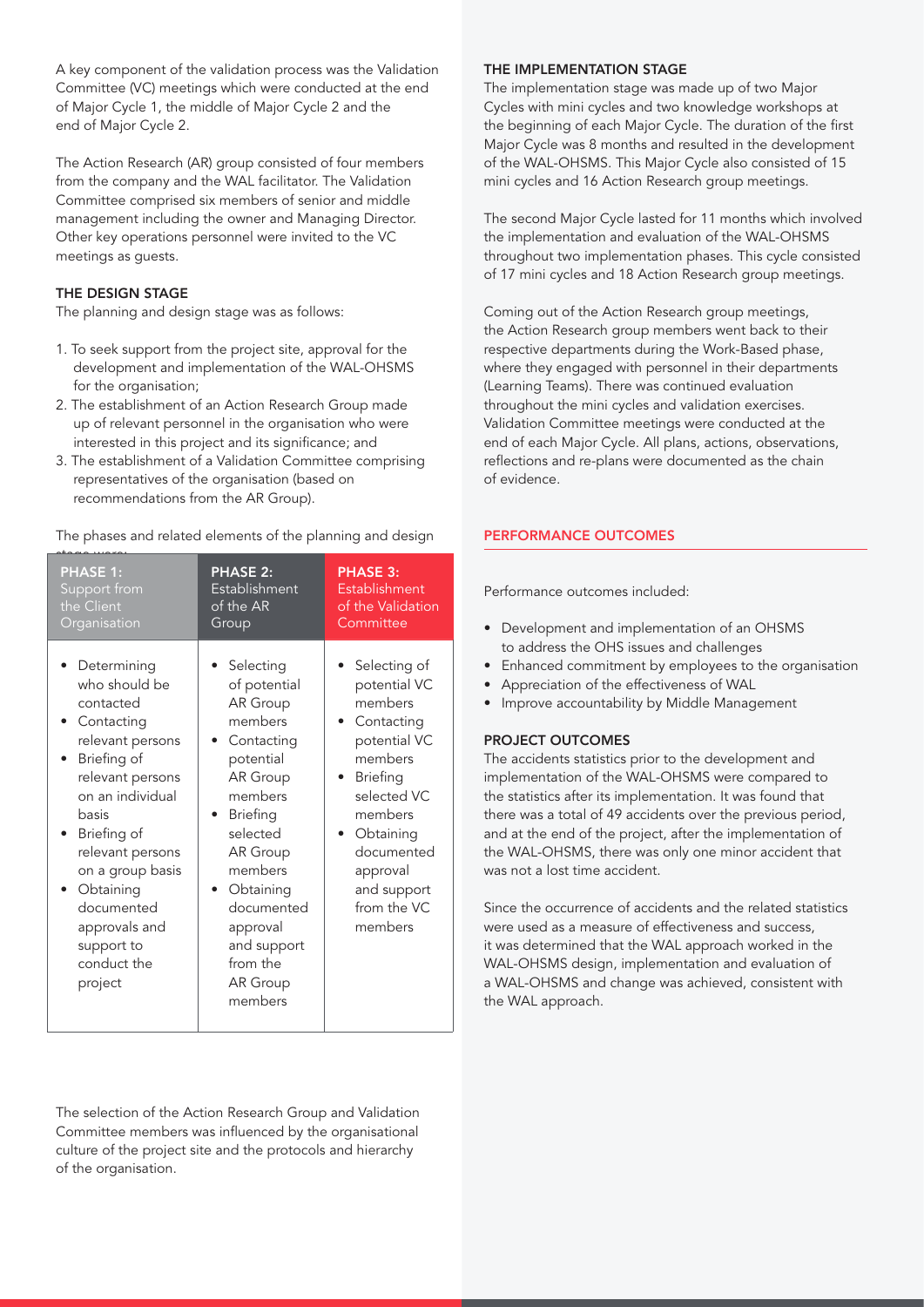A key component of the validation process was the Validation Committee (VC) meetings which were conducted at the end of Major Cycle 1, the middle of Major Cycle 2 and the end of Major Cycle 2.

The Action Research (AR) group consisted of four members from the company and the WAL facilitator. The Validation Committee comprised six members of senior and middle management including the owner and Managing Director. Other key operations personnel were invited to the VC meetings as guests.

### THE DESIGN STAGE

The planning and design stage was as follows:

1. To seek support from the project site, approval for the development and implementation of the WAL-OHSMS for the organisation;
2. The establishment of an Action Research Group made up of relevant personnel in the organisation who were interested in this project and its significance; and
3. The establishment of a Validation Committee comprising representatives of the organisation (based on recommendations from the AR Group).

The phases and related elements of the planning and design stage were:

| PHASE 1: Support from the Client Organisation | PHASE 2: Establishment of the AR Group | PHASE 3: Establishment of the Validation Committee |
|---|---|---|
| • Determining who should be contacted<br>• Contacting relevant persons<br>• Briefing of relevant persons on an individual basis<br>• Briefing of relevant persons on a group basis<br>• Obtaining documented approvals and support to conduct the project | • Selecting of potential AR Group members<br>• Contacting potential AR Group members<br>• Briefing selected AR Group members<br>• Obtaining documented approval and support from the AR Group members | • Selecting of potential VC members<br>• Contacting potential VC members<br>• Briefing selected VC members<br>• Obtaining documented approval and support from the VC members |

The selection of the Action Research Group and Validation Committee members was influenced by the organisational culture of the project site and the protocols and hierarchy of the organisation.

### THE IMPLEMENTATION STAGE

The implementation stage was made up of two Major Cycles with mini cycles and two knowledge workshops at the beginning of each Major Cycle. The duration of the first Major Cycle was 8 months and resulted in the development of the WAL-OHSMS. This Major Cycle also consisted of 15 mini cycles and 16 Action Research group meetings.

The second Major Cycle lasted for 11 months which involved the implementation and evaluation of the WAL-OHSMS throughout two implementation phases. This cycle consisted of 17 mini cycles and 18 Action Research group meetings.

Coming out of the Action Research group meetings, the Action Research group members went back to their respective departments during the Work-Based phase, where they engaged with personnel in their departments (Learning Teams). There was continued evaluation throughout the mini cycles and validation exercises. Validation Committee meetings were conducted at the end of each Major Cycle. All plans, actions, observations, reflections and re-plans were documented as the chain of evidence.

## PERFORMANCE OUTCOMES

Performance outcomes included:

- Development and implementation of an OHSMS to address the OHS issues and challenges
- Enhanced commitment by employees to the organisation
- Appreciation of the effectiveness of WAL
- Improve accountability by Middle Management

### PROJECT OUTCOMES

The accidents statistics prior to the development and implementation of the WAL-OHSMS were compared to the statistics after its implementation. It was found that there was a total of 49 accidents over the previous period, and at the end of the project, after the implementation of the WAL-OHSMS, there was only one minor accident that was not a lost time accident.

Since the occurrence of accidents and the related statistics were used as a measure of effectiveness and success, it was determined that the WAL approach worked in the WAL-OHSMS design, implementation and evaluation of a WAL-OHSMS and change was achieved, consistent with the WAL approach.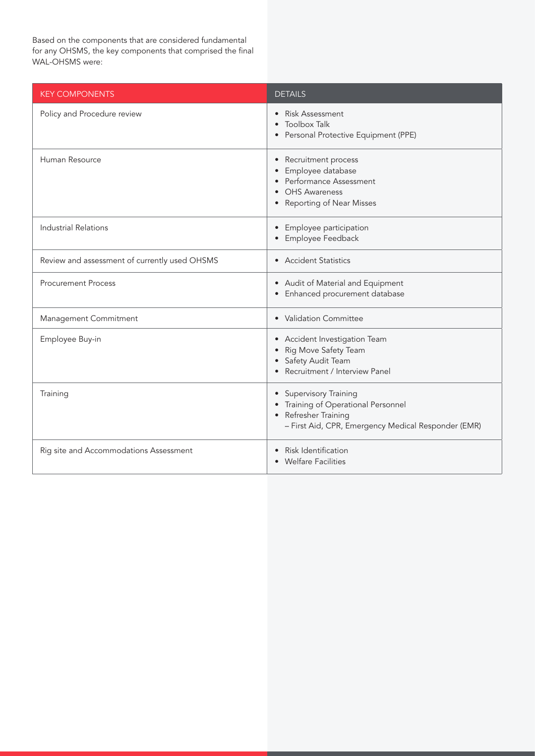Based on the components that are considered fundamental for any OHSMS, the key components that comprised the final WAL-OHSMS were:

| KEY COMPONENTS | DETAILS |
|---|---|
| Policy and Procedure review | • Risk Assessment<br>• Toolbox Talk<br>• Personal Protective Equipment (PPE) |
| Human Resource | • Recruitment process<br>• Employee database<br>• Performance Assessment<br>• OHS Awareness<br>• Reporting of Near Misses |
| Industrial Relations | • Employee participation<br>• Employee Feedback |
| Review and assessment of currently used OHSMS | • Accident Statistics |
| Procurement Process | • Audit of Material and Equipment<br>• Enhanced procurement database |
| Management Commitment | • Validation Committee |
| Employee Buy-in | • Accident Investigation Team<br>• Rig Move Safety Team<br>• Safety Audit Team<br>• Recruitment / Interview Panel |
| Training | • Supervisory Training<br>• Training of Operational Personnel<br>• Refresher Training<br>– First Aid, CPR, Emergency Medical Responder (EMR) |
| Rig site and Accommodations Assessment | • Risk Identification<br>• Welfare Facilities |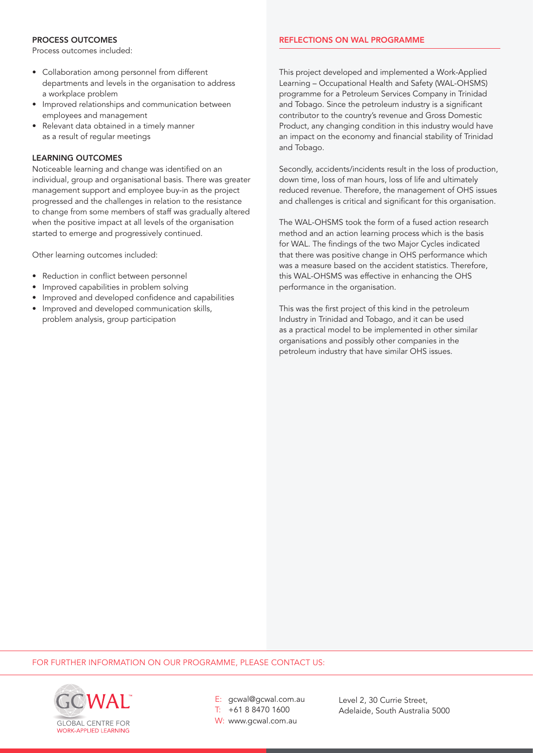### PROCESS OUTCOMES

Process outcomes included:

- Collaboration among personnel from different departments and levels in the organisation to address a workplace problem
- Improved relationships and communication between employees and management
- Relevant data obtained in a timely manner as a result of regular meetings

### LEARNING OUTCOMES

Noticeable learning and change was identified on an individual, group and organisational basis. There was greater management support and employee buy-in as the project progressed and the challenges in relation to the resistance to change from some members of staff was gradually altered when the positive impact at all levels of the organisation started to emerge and progressively continued.

Other learning outcomes included:

- Reduction in conflict between personnel
- Improved capabilities in problem solving
- Improved and developed confidence and capabilities
- Improved and developed communication skills, problem analysis, group participation

### REFLECTIONS ON WAL PROGRAMME

This project developed and implemented a Work-Applied Learning – Occupational Health and Safety (WAL-OHSMS) programme for a Petroleum Services Company in Trinidad and Tobago. Since the petroleum industry is a significant contributor to the country's revenue and Gross Domestic Product, any changing condition in this industry would have an impact on the economy and financial stability of Trinidad and Tobago.

Secondly, accidents/incidents result in the loss of production, down time, loss of man hours, loss of life and ultimately reduced revenue. Therefore, the management of OHS issues and challenges is critical and significant for this organisation.

The WAL-OHSMS took the form of a fused action research method and an action learning process which is the basis for WAL. The findings of the two Major Cycles indicated that there was positive change in OHS performance which was a measure based on the accident statistics. Therefore, this WAL-OHSMS was effective in enhancing the OHS performance in the organisation.

This was the first project of this kind in the petroleum Industry in Trinidad and Tobago, and it can be used as a practical model to be implemented in other similar organisations and possibly other companies in the petroleum industry that have similar OHS issues.

FOR FURTHER INFORMATION ON OUR PROGRAMME, PLEASE CONTACT US:

GCWAL™ GLOBAL CENTRE FOR WORK-APPLIED LEARNING

E: gcwal@gcwal.com.au
T: +61 8 8470 1600
W: www.gcwal.com.au

Level 2, 30 Currie Street,
Adelaide, South Australia 5000